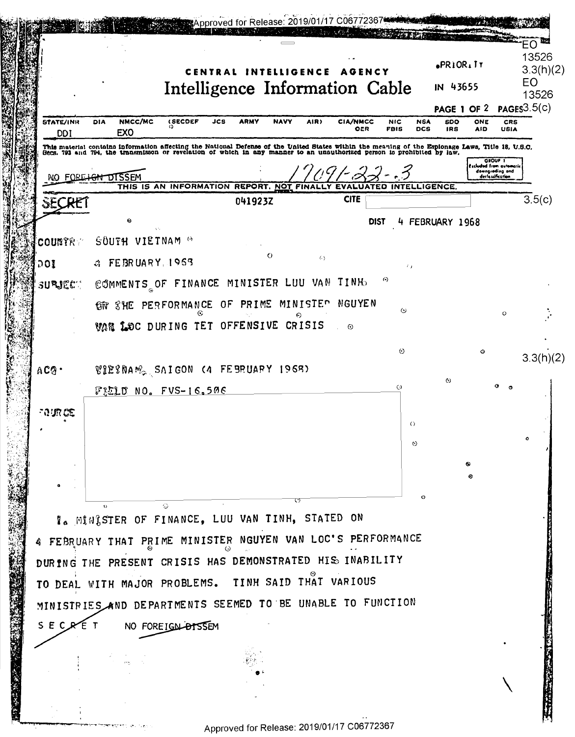EO 13526 3.3(h)(2)
EO 13526 3.5(c)

CENTRAL INTELLIGENCE AGENCY

# Intelligence Information Cable

PRIORITY

IN 43655

| STATE/INR | DIA | NMCC/MC | (SECDEF | JCS | ARMY | NAVY | AIR) | CIA/NMCC | NIC | NSA | SDO | ONE | CRS |
|---|---|---|---|---|---|---|---|---|---|---|---|---|---|
| DDI | | EXO | | | | | | OER | FBIS | DCS | IRS | AID | USIA |

This material contains information affecting the National Defense of the United States within the meaning of the Espionage Laws, Title 18, U.S.C. Secs. 793 and 794, the transmisson or revelation of which in any manner to an unauthorized person is prohibited by law.

GROUP 1
Excluded from automatic downgrading and declassification

NO FOREIGN DISSEM

17091-22-3

THIS IS AN INFORMATION REPORT, NOT FINALLY EVALUATED INTELLIGENCE.

SECRET 041923Z CITE 3.5(c)

DIST 4 FEBRUARY 1968

COUNTRY SOUTH VIETNAM

DOI 4 FEBRUARY 1968

SUBJECT COMMENTS OF FINANCE MINISTER LUU VAN TINH ON THE PERFORMANCE OF PRIME MINISTER NGUYEN VAN LOC DURING TET OFFENSIVE CRISIS

3.3(h)(2)

ACQ VIETNAM, SAIGON (4 FEBRUARY 1968)

FIELD NO. FVS-16,506

SOURCE

1. MINISTER OF FINANCE, LUU VAN TINH, STATED ON 4 FEBRUARY THAT PRIME MINISTER NGUYEN VAN LOC'S PERFORMANCE DURING THE PRESENT CRISIS HAS DEMONSTRATED HIS INABILITY TO DEAL WITH MAJOR PROBLEMS. TINH SAID THAT VARIOUS MINISTRIES AND DEPARTMENTS SEEMED TO BE UNABLE TO FUNCTION

SECRET NO FOREIGN DISSEM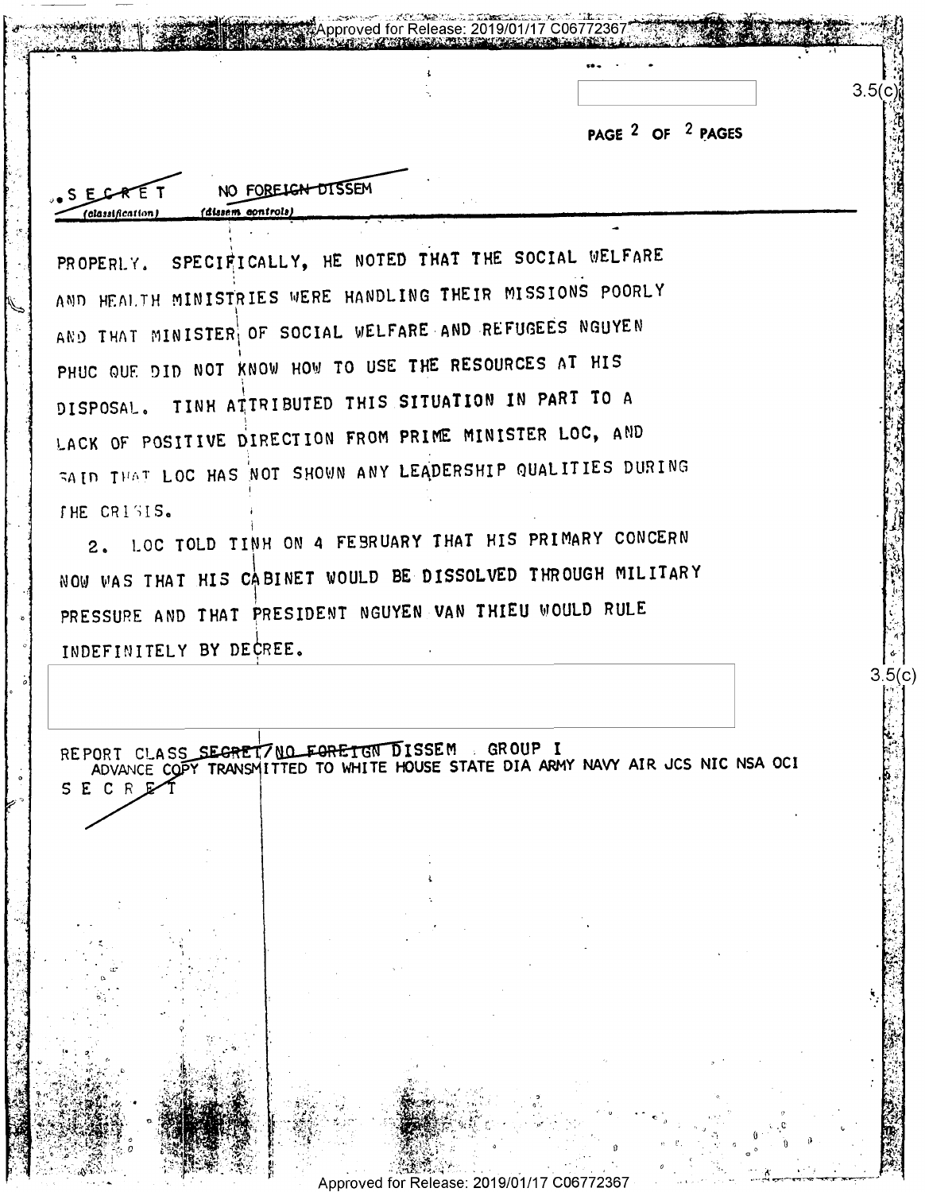SECRET NO FOREIGN DISSEM

(classification) (dissem controls)

PROPERLY. SPECIFICALLY, HE NOTED THAT THE SOCIAL WELFARE AND HEALTH MINISTRIES WERE HANDLING THEIR MISSIONS POORLY AND THAT MINISTER OF SOCIAL WELFARE AND REFUGEES NGUYEN PHUC QUE DID NOT KNOW HOW TO USE THE RESOURCES AT HIS DISPOSAL. TINH ATTRIBUTED THIS SITUATION IN PART TO A LACK OF POSITIVE DIRECTION FROM PRIME MINISTER LOC, AND SAID THAT LOC HAS NOT SHOWN ANY LEADERSHIP QUALITIES DURING THE CRISIS.

2. LOC TOLD TINH ON 4 FEBRUARY THAT HIS PRIMARY CONCERN NOW WAS THAT HIS CABINET WOULD BE DISSOLVED THROUGH MILITARY PRESSURE AND THAT PRESIDENT NGUYEN VAN THIEU WOULD RULE INDEFINITELY BY DECREE.

3.5(c)

REPORT CLASS SECRET/NO FOREIGN DISSEM GROUP I

ADVANCE COPY TRANSMITTED TO WHITE HOUSE STATE DIA ARMY NAVY AIR JCS NIC NSA OCI

SECRET